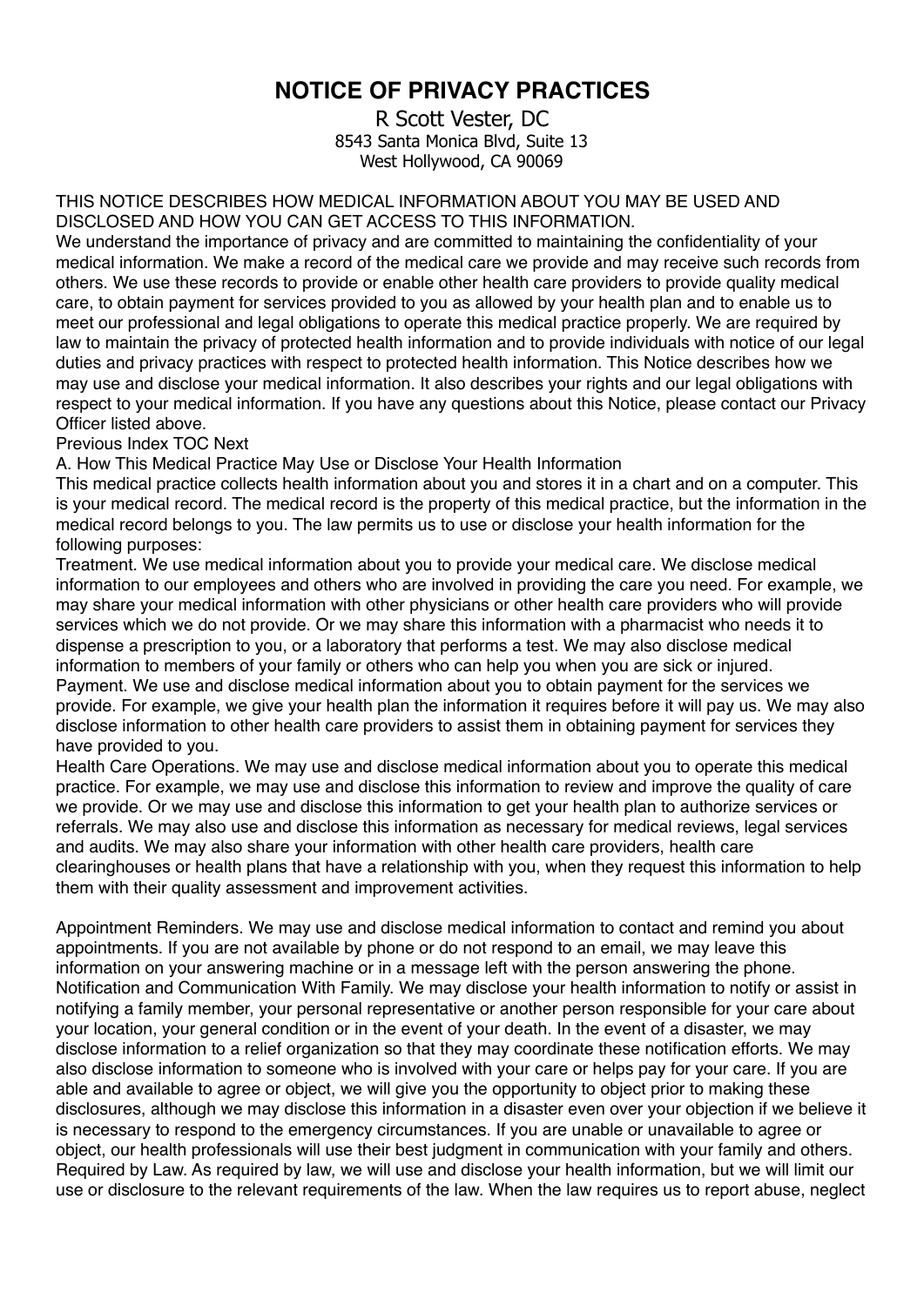# NOTICE OF PRIVACY PRACTICES

R Scott Vester, DC
8543 Santa Monica Blvd, Suite 13
West Hollywood, CA 90069

THIS NOTICE DESCRIBES HOW MEDICAL INFORMATION ABOUT YOU MAY BE USED AND DISCLOSED AND HOW YOU CAN GET ACCESS TO THIS INFORMATION.

We understand the importance of privacy and are committed to maintaining the confidentiality of your medical information. We make a record of the medical care we provide and may receive such records from others. We use these records to provide or enable other health care providers to provide quality medical care, to obtain payment for services provided to you as allowed by your health plan and to enable us to meet our professional and legal obligations to operate this medical practice properly. We are required by law to maintain the privacy of protected health information and to provide individuals with notice of our legal duties and privacy practices with respect to protected health information. This Notice describes how we may use and disclose your medical information. It also describes your rights and our legal obligations with respect to your medical information. If you have any questions about this Notice, please contact our Privacy Officer listed above.

Previous Index TOC Next

A. How This Medical Practice May Use or Disclose Your Health Information

This medical practice collects health information about you and stores it in a chart and on a computer. This is your medical record. The medical record is the property of this medical practice, but the information in the medical record belongs to you. The law permits us to use or disclose your health information for the following purposes:

Treatment. We use medical information about you to provide your medical care. We disclose medical information to our employees and others who are involved in providing the care you need. For example, we may share your medical information with other physicians or other health care providers who will provide services which we do not provide. Or we may share this information with a pharmacist who needs it to dispense a prescription to you, or a laboratory that performs a test. We may also disclose medical information to members of your family or others who can help you when you are sick or injured.

Payment. We use and disclose medical information about you to obtain payment for the services we provide. For example, we give your health plan the information it requires before it will pay us. We may also disclose information to other health care providers to assist them in obtaining payment for services they have provided to you.

Health Care Operations. We may use and disclose medical information about you to operate this medical practice. For example, we may use and disclose this information to review and improve the quality of care we provide. Or we may use and disclose this information to get your health plan to authorize services or referrals. We may also use and disclose this information as necessary for medical reviews, legal services and audits. We may also share your information with other health care providers, health care clearinghouses or health plans that have a relationship with you, when they request this information to help them with their quality assessment and improvement activities.

Appointment Reminders. We may use and disclose medical information to contact and remind you about appointments. If you are not available by phone or do not respond to an email, we may leave this information on your answering machine or in a message left with the person answering the phone.

Notification and Communication With Family. We may disclose your health information to notify or assist in notifying a family member, your personal representative or another person responsible for your care about your location, your general condition or in the event of your death. In the event of a disaster, we may disclose information to a relief organization so that they may coordinate these notification efforts. We may also disclose information to someone who is involved with your care or helps pay for your care. If you are able and available to agree or object, we will give you the opportunity to object prior to making these disclosures, although we may disclose this information in a disaster even over your objection if we believe it is necessary to respond to the emergency circumstances. If you are unable or unavailable to agree or object, our health professionals will use their best judgment in communication with your family and others.

Required by Law. As required by law, we will use and disclose your health information, but we will limit our use or disclosure to the relevant requirements of the law. When the law requires us to report abuse, neglect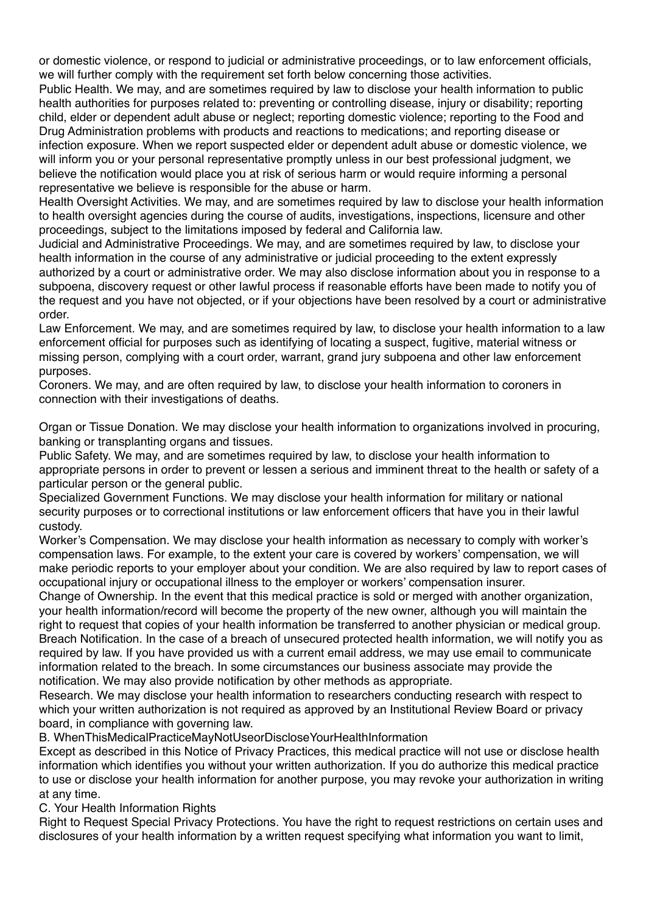or domestic violence, or respond to judicial or administrative proceedings, or to law enforcement officials, we will further comply with the requirement set forth below concerning those activities.

Public Health. We may, and are sometimes required by law to disclose your health information to public health authorities for purposes related to: preventing or controlling disease, injury or disability; reporting child, elder or dependent adult abuse or neglect; reporting domestic violence; reporting to the Food and Drug Administration problems with products and reactions to medications; and reporting disease or infection exposure. When we report suspected elder or dependent adult abuse or domestic violence, we will inform you or your personal representative promptly unless in our best professional judgment, we believe the notification would place you at risk of serious harm or would require informing a personal representative we believe is responsible for the abuse or harm.

Health Oversight Activities. We may, and are sometimes required by law to disclose your health information to health oversight agencies during the course of audits, investigations, inspections, licensure and other proceedings, subject to the limitations imposed by federal and California law.

Judicial and Administrative Proceedings. We may, and are sometimes required by law, to disclose your health information in the course of any administrative or judicial proceeding to the extent expressly authorized by a court or administrative order. We may also disclose information about you in response to a subpoena, discovery request or other lawful process if reasonable efforts have been made to notify you of the request and you have not objected, or if your objections have been resolved by a court or administrative order.

Law Enforcement. We may, and are sometimes required by law, to disclose your health information to a law enforcement official for purposes such as identifying of locating a suspect, fugitive, material witness or missing person, complying with a court order, warrant, grand jury subpoena and other law enforcement purposes.

Coroners. We may, and are often required by law, to disclose your health information to coroners in connection with their investigations of deaths.

Organ or Tissue Donation. We may disclose your health information to organizations involved in procuring, banking or transplanting organs and tissues.

Public Safety. We may, and are sometimes required by law, to disclose your health information to appropriate persons in order to prevent or lessen a serious and imminent threat to the health or safety of a particular person or the general public.

Specialized Government Functions. We may disclose your health information for military or national security purposes or to correctional institutions or law enforcement officers that have you in their lawful custody.

Worker's Compensation. We may disclose your health information as necessary to comply with worker's compensation laws. For example, to the extent your care is covered by workers' compensation, we will make periodic reports to your employer about your condition. We are also required by law to report cases of occupational injury or occupational illness to the employer or workers' compensation insurer.

Change of Ownership. In the event that this medical practice is sold or merged with another organization, your health information/record will become the property of the new owner, although you will maintain the right to request that copies of your health information be transferred to another physician or medical group.

Breach Notification. In the case of a breach of unsecured protected health information, we will notify you as required by law. If you have provided us with a current email address, we may use email to communicate information related to the breach. In some circumstances our business associate may provide the notification. We may also provide notification by other methods as appropriate.

Research. We may disclose your health information to researchers conducting research with respect to which your written authorization is not required as approved by an Institutional Review Board or privacy board, in compliance with governing law.

B. WhenThisMedicalPracticeMayNotUseorDiscloseYourHealthInformation

Except as described in this Notice of Privacy Practices, this medical practice will not use or disclose health information which identifies you without your written authorization. If you do authorize this medical practice to use or disclose your health information for another purpose, you may revoke your authorization in writing at any time.

C. Your Health Information Rights

Right to Request Special Privacy Protections. You have the right to request restrictions on certain uses and disclosures of your health information by a written request specifying what information you want to limit,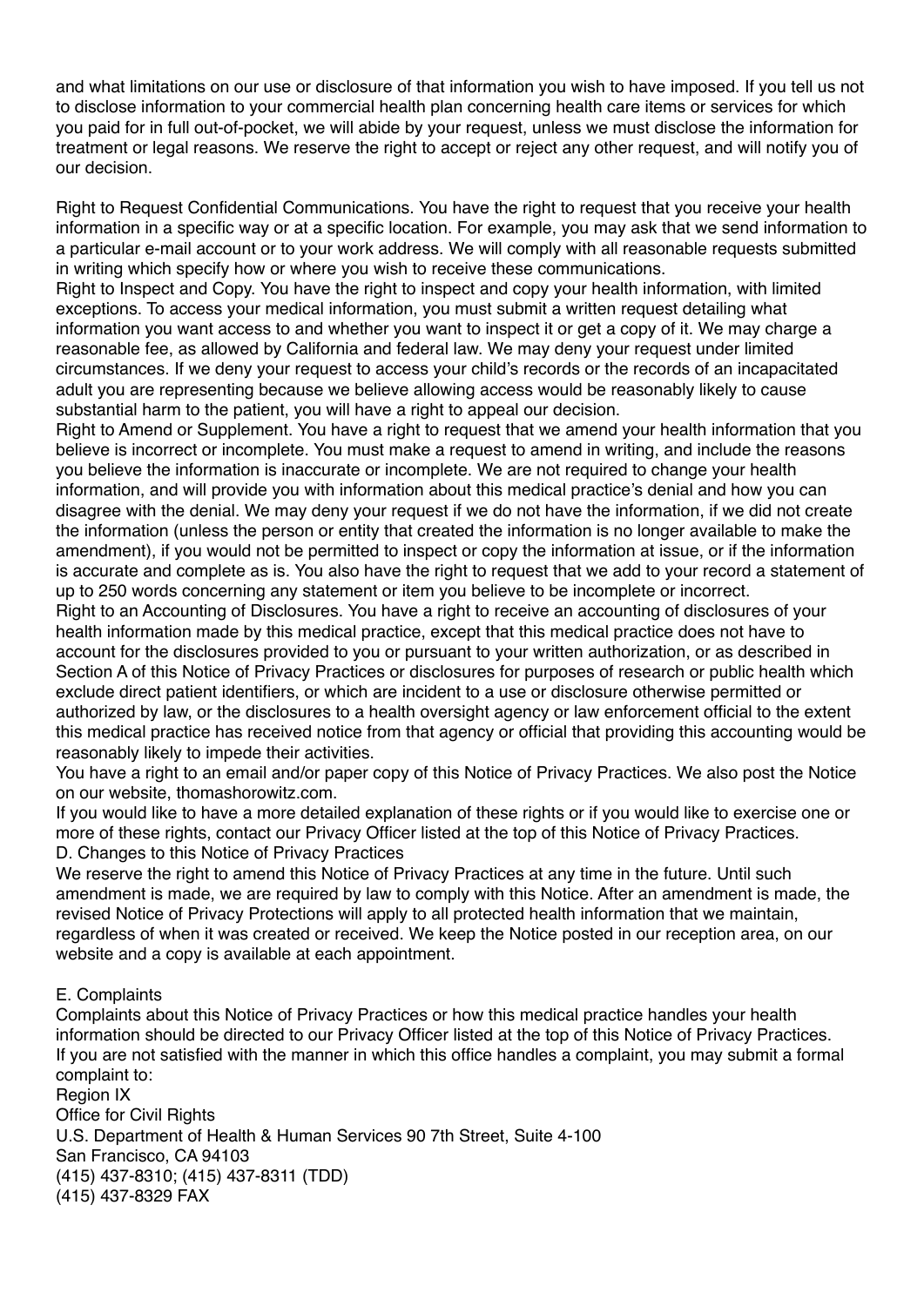and what limitations on our use or disclosure of that information you wish to have imposed. If you tell us not to disclose information to your commercial health plan concerning health care items or services for which you paid for in full out-of-pocket, we will abide by your request, unless we must disclose the information for treatment or legal reasons. We reserve the right to accept or reject any other request, and will notify you of our decision.

Right to Request Confidential Communications. You have the right to request that you receive your health information in a specific way or at a specific location. For example, you may ask that we send information to a particular e-mail account or to your work address. We will comply with all reasonable requests submitted in writing which specify how or where you wish to receive these communications.

Right to Inspect and Copy. You have the right to inspect and copy your health information, with limited exceptions. To access your medical information, you must submit a written request detailing what information you want access to and whether you want to inspect it or get a copy of it. We may charge a reasonable fee, as allowed by California and federal law. We may deny your request under limited circumstances. If we deny your request to access your child's records or the records of an incapacitated adult you are representing because we believe allowing access would be reasonably likely to cause substantial harm to the patient, you will have a right to appeal our decision.

Right to Amend or Supplement. You have a right to request that we amend your health information that you believe is incorrect or incomplete. You must make a request to amend in writing, and include the reasons you believe the information is inaccurate or incomplete. We are not required to change your health information, and will provide you with information about this medical practice's denial and how you can disagree with the denial. We may deny your request if we do not have the information, if we did not create the information (unless the person or entity that created the information is no longer available to make the amendment), if you would not be permitted to inspect or copy the information at issue, or if the information is accurate and complete as is. You also have the right to request that we add to your record a statement of up to 250 words concerning any statement or item you believe to be incomplete or incorrect.

Right to an Accounting of Disclosures. You have a right to receive an accounting of disclosures of your health information made by this medical practice, except that this medical practice does not have to account for the disclosures provided to you or pursuant to your written authorization, or as described in Section A of this Notice of Privacy Practices or disclosures for purposes of research or public health which exclude direct patient identifiers, or which are incident to a use or disclosure otherwise permitted or authorized by law, or the disclosures to a health oversight agency or law enforcement official to the extent this medical practice has received notice from that agency or official that providing this accounting would be reasonably likely to impede their activities.

You have a right to an email and/or paper copy of this Notice of Privacy Practices. We also post the Notice on our website, thomashorowitz.com.

If you would like to have a more detailed explanation of these rights or if you would like to exercise one or more of these rights, contact our Privacy Officer listed at the top of this Notice of Privacy Practices.

## D. Changes to this Notice of Privacy Practices

We reserve the right to amend this Notice of Privacy Practices at any time in the future. Until such amendment is made, we are required by law to comply with this Notice. After an amendment is made, the revised Notice of Privacy Protections will apply to all protected health information that we maintain, regardless of when it was created or received. We keep the Notice posted in our reception area, on our website and a copy is available at each appointment.

## E. Complaints

Complaints about this Notice of Privacy Practices or how this medical practice handles your health information should be directed to our Privacy Officer listed at the top of this Notice of Privacy Practices. If you are not satisfied with the manner in which this office handles a complaint, you may submit a formal complaint to:

Region IX  
Office for Civil Rights  
U.S. Department of Health & Human Services 90 7th Street, Suite 4-100  
San Francisco, CA 94103  
(415) 437-8310; (415) 437-8311 (TDD)  
(415) 437-8329 FAX